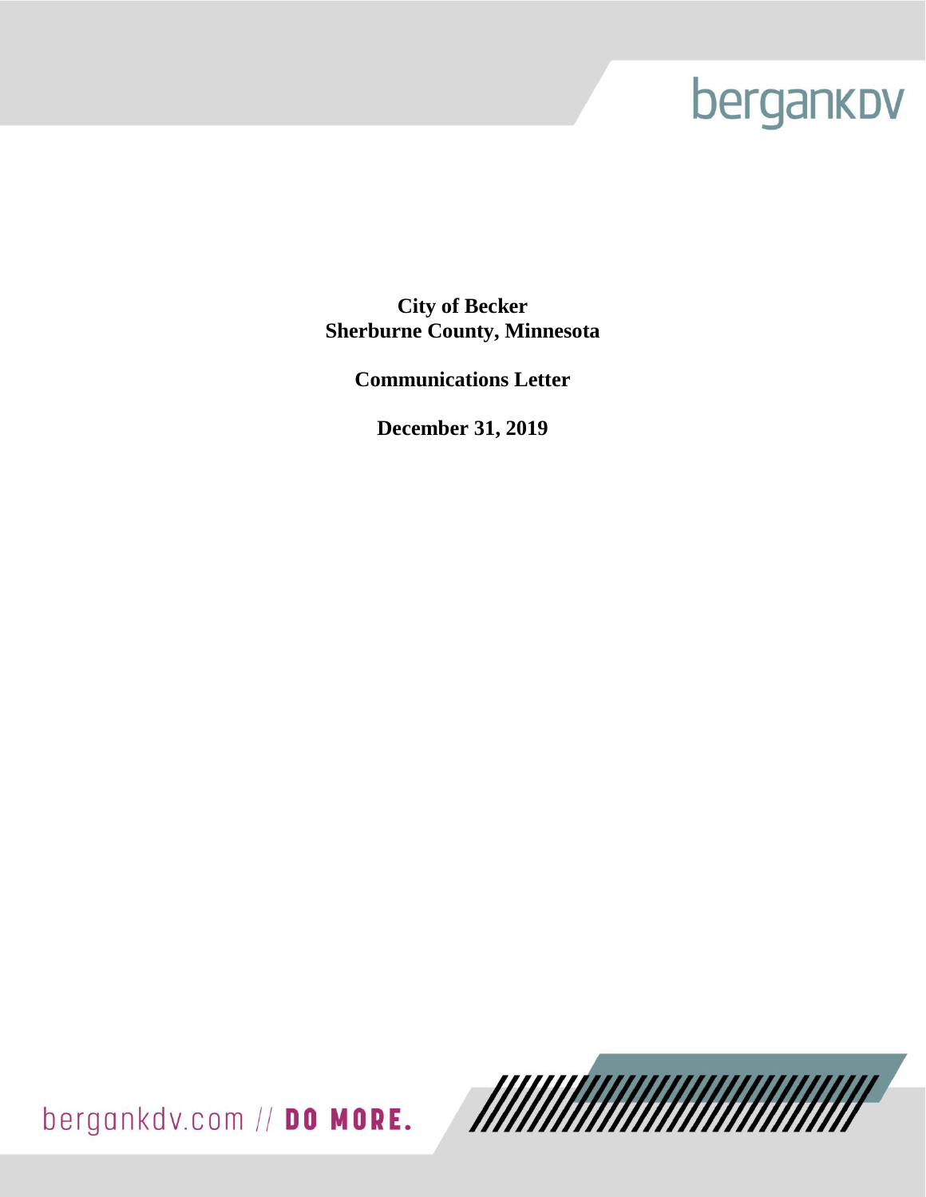bergankDV

**City of Becker**
**Sherburne County, Minnesota**

**Communications Letter**

**December 31, 2019**

bergankdv.com // **DO MORE.**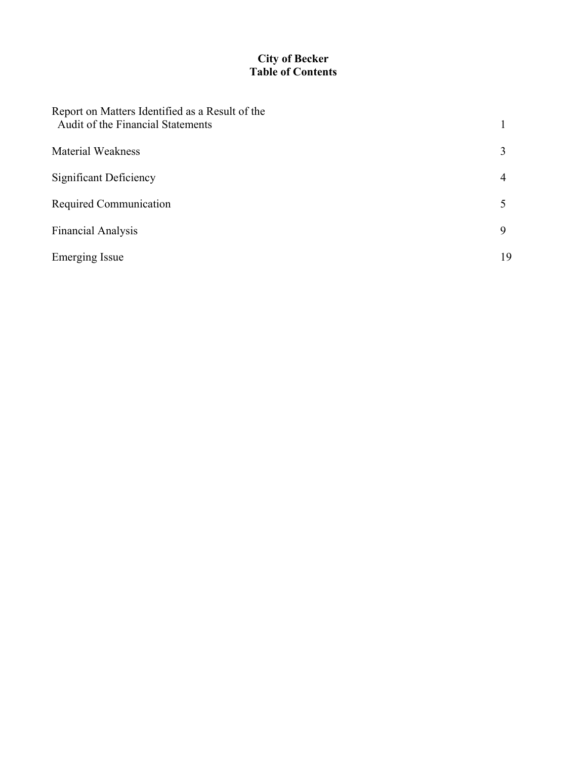# City of Becker
## Table of Contents

| | |
|---|---|
| Report on Matters Identified as a Result of the Audit of the Financial Statements | 1 |
| Material Weakness | 3 |
| Significant Deficiency | 4 |
| Required Communication | 5 |
| Financial Analysis | 9 |
| Emerging Issue | 19 |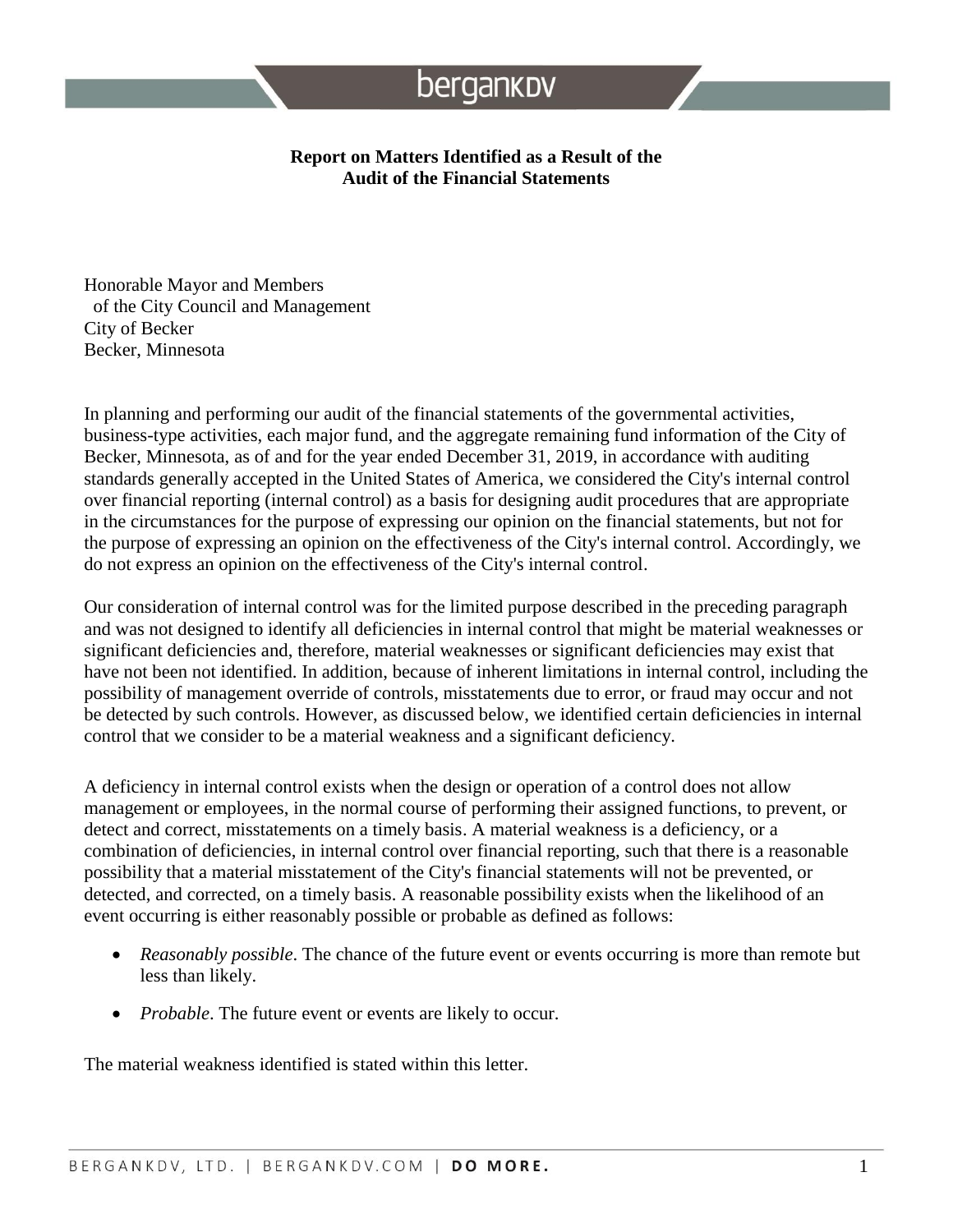**Report on Matters Identified as a Result of the Audit of the Financial Statements**

Honorable Mayor and Members
of the City Council and Management
City of Becker
Becker, Minnesota

In planning and performing our audit of the financial statements of the governmental activities, business-type activities, each major fund, and the aggregate remaining fund information of the City of Becker, Minnesota, as of and for the year ended December 31, 2019, in accordance with auditing standards generally accepted in the United States of America, we considered the City's internal control over financial reporting (internal control) as a basis for designing audit procedures that are appropriate in the circumstances for the purpose of expressing our opinion on the financial statements, but not for the purpose of expressing an opinion on the effectiveness of the City's internal control. Accordingly, we do not express an opinion on the effectiveness of the City's internal control.

Our consideration of internal control was for the limited purpose described in the preceding paragraph and was not designed to identify all deficiencies in internal control that might be material weaknesses or significant deficiencies and, therefore, material weaknesses or significant deficiencies may exist that have not been not identified. In addition, because of inherent limitations in internal control, including the possibility of management override of controls, misstatements due to error, or fraud may occur and not be detected by such controls. However, as discussed below, we identified certain deficiencies in internal control that we consider to be a material weakness and a significant deficiency.

A deficiency in internal control exists when the design or operation of a control does not allow management or employees, in the normal course of performing their assigned functions, to prevent, or detect and correct, misstatements on a timely basis. A material weakness is a deficiency, or a combination of deficiencies, in internal control over financial reporting, such that there is a reasonable possibility that a material misstatement of the City's financial statements will not be prevented, or detected, and corrected, on a timely basis. A reasonable possibility exists when the likelihood of an event occurring is either reasonably possible or probable as defined as follows:

- *Reasonably possible*. The chance of the future event or events occurring is more than remote but less than likely.
- *Probable*. The future event or events are likely to occur.

The material weakness identified is stated within this letter.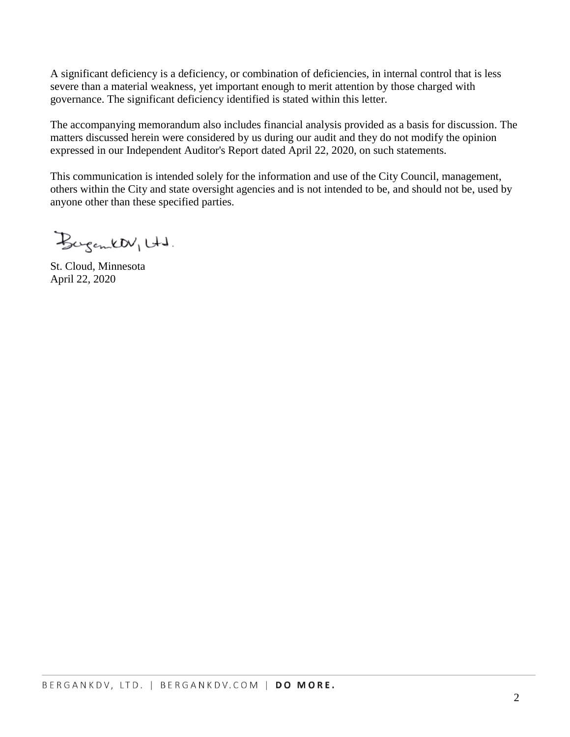A significant deficiency is a deficiency, or combination of deficiencies, in internal control that is less severe than a material weakness, yet important enough to merit attention by those charged with governance. The significant deficiency identified is stated within this letter.

The accompanying memorandum also includes financial analysis provided as a basis for discussion. The matters discussed herein were considered by us during our audit and they do not modify the opinion expressed in our Independent Auditor's Report dated April 22, 2020, on such statements.

This communication is intended solely for the information and use of the City Council, management, others within the City and state oversight agencies and is not intended to be, and should not be, used by anyone other than these specified parties.

BerganKDV, Ltd.

St. Cloud, Minnesota
April 22, 2020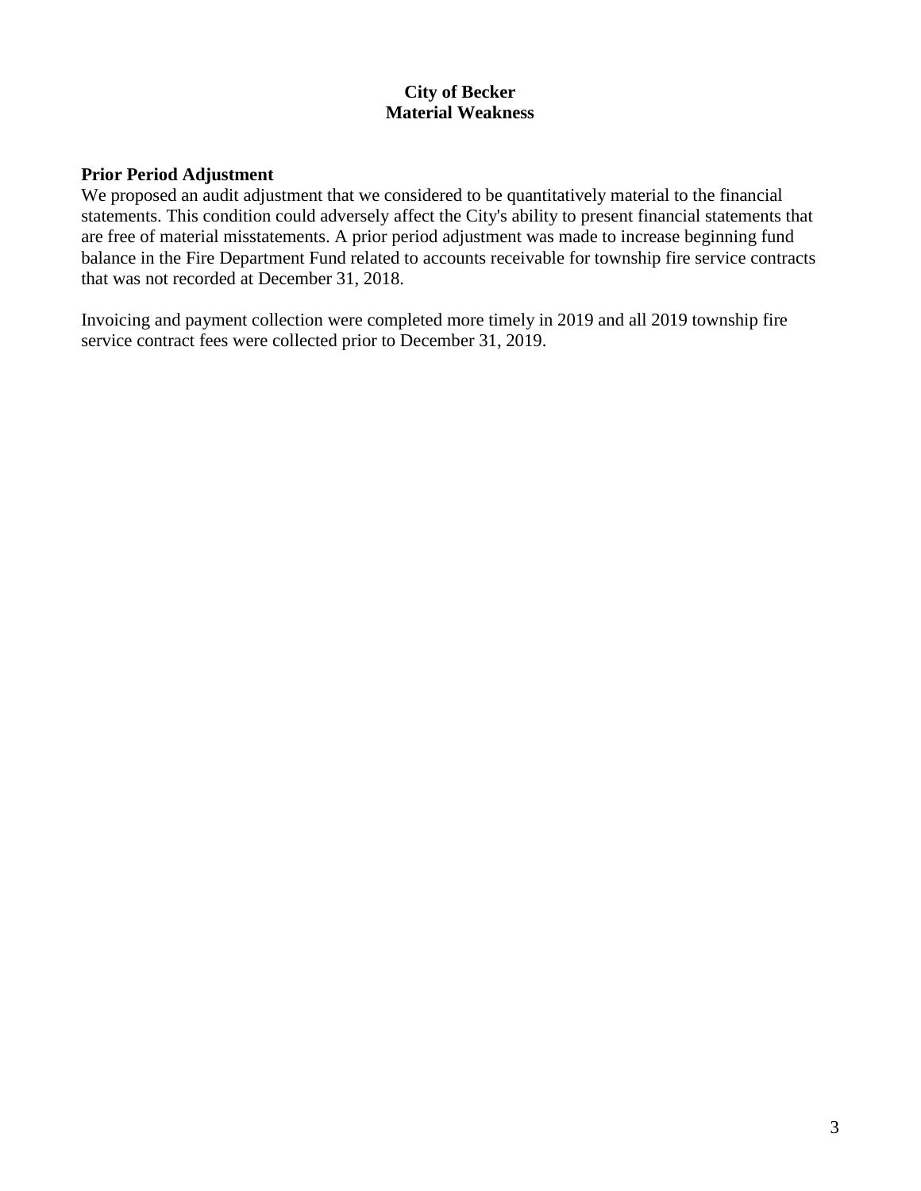# City of Becker
## Material Weakness

**Prior Period Adjustment**

We proposed an audit adjustment that we considered to be quantitatively material to the financial statements. This condition could adversely affect the City's ability to present financial statements that are free of material misstatements. A prior period adjustment was made to increase beginning fund balance in the Fire Department Fund related to accounts receivable for township fire service contracts that was not recorded at December 31, 2018.

Invoicing and payment collection were completed more timely in 2019 and all 2019 township fire service contract fees were collected prior to December 31, 2019.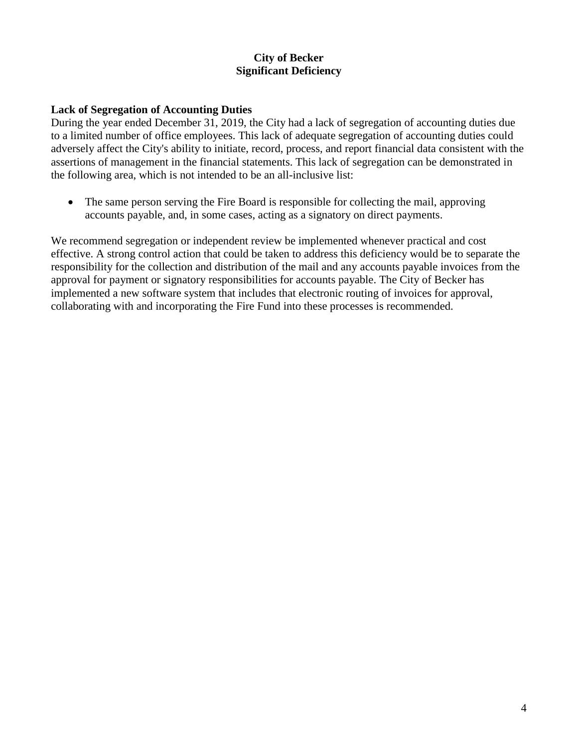# City of Becker
## Significant Deficiency

**Lack of Segregation of Accounting Duties**

During the year ended December 31, 2019, the City had a lack of segregation of accounting duties due to a limited number of office employees. This lack of adequate segregation of accounting duties could adversely affect the City's ability to initiate, record, process, and report financial data consistent with the assertions of management in the financial statements. This lack of segregation can be demonstrated in the following area, which is not intended to be an all-inclusive list:

- The same person serving the Fire Board is responsible for collecting the mail, approving accounts payable, and, in some cases, acting as a signatory on direct payments.

We recommend segregation or independent review be implemented whenever practical and cost effective. A strong control action that could be taken to address this deficiency would be to separate the responsibility for the collection and distribution of the mail and any accounts payable invoices from the approval for payment or signatory responsibilities for accounts payable. The City of Becker has implemented a new software system that includes that electronic routing of invoices for approval, collaborating with and incorporating the Fire Fund into these processes is recommended.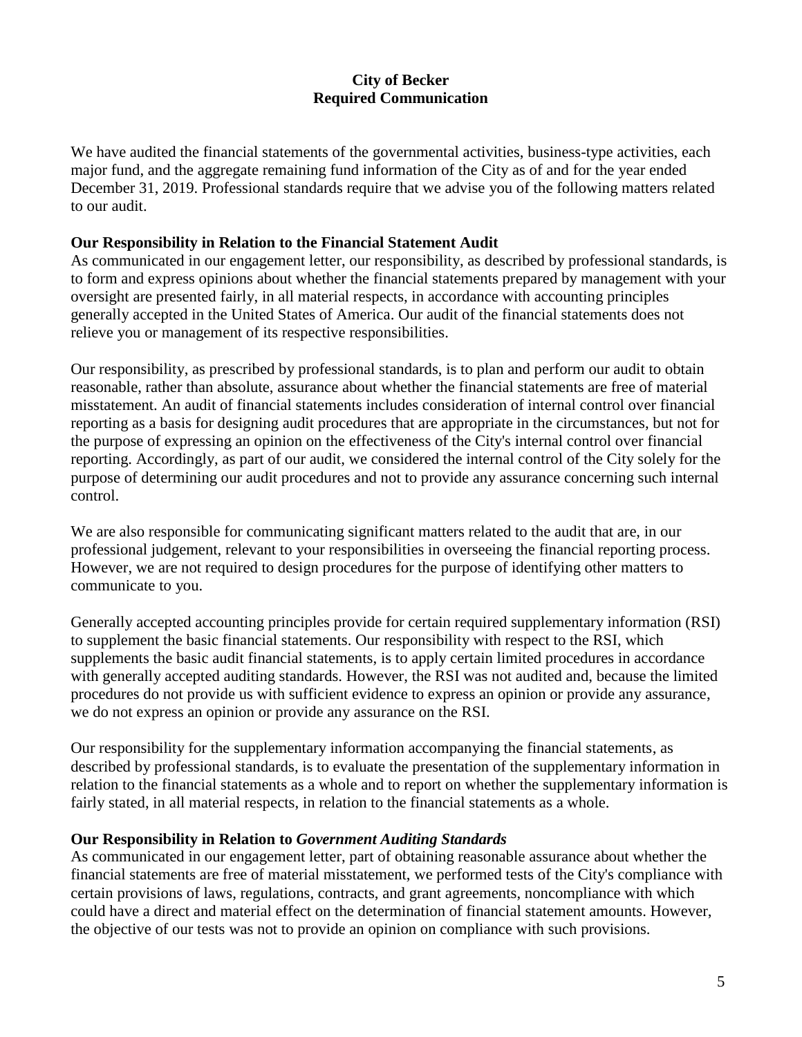**City of Becker**
**Required Communication**

We have audited the financial statements of the governmental activities, business-type activities, each major fund, and the aggregate remaining fund information of the City as of and for the year ended December 31, 2019. Professional standards require that we advise you of the following matters related to our audit.

**Our Responsibility in Relation to the Financial Statement Audit**

As communicated in our engagement letter, our responsibility, as described by professional standards, is to form and express opinions about whether the financial statements prepared by management with your oversight are presented fairly, in all material respects, in accordance with accounting principles generally accepted in the United States of America. Our audit of the financial statements does not relieve you or management of its respective responsibilities.

Our responsibility, as prescribed by professional standards, is to plan and perform our audit to obtain reasonable, rather than absolute, assurance about whether the financial statements are free of material misstatement. An audit of financial statements includes consideration of internal control over financial reporting as a basis for designing audit procedures that are appropriate in the circumstances, but not for the purpose of expressing an opinion on the effectiveness of the City's internal control over financial reporting. Accordingly, as part of our audit, we considered the internal control of the City solely for the purpose of determining our audit procedures and not to provide any assurance concerning such internal control.

We are also responsible for communicating significant matters related to the audit that are, in our professional judgement, relevant to your responsibilities in overseeing the financial reporting process. However, we are not required to design procedures for the purpose of identifying other matters to communicate to you.

Generally accepted accounting principles provide for certain required supplementary information (RSI) to supplement the basic financial statements. Our responsibility with respect to the RSI, which supplements the basic audit financial statements, is to apply certain limited procedures in accordance with generally accepted auditing standards. However, the RSI was not audited and, because the limited procedures do not provide us with sufficient evidence to express an opinion or provide any assurance, we do not express an opinion or provide any assurance on the RSI.

Our responsibility for the supplementary information accompanying the financial statements, as described by professional standards, is to evaluate the presentation of the supplementary information in relation to the financial statements as a whole and to report on whether the supplementary information is fairly stated, in all material respects, in relation to the financial statements as a whole.

**Our Responsibility in Relation to *Government Auditing Standards***

As communicated in our engagement letter, part of obtaining reasonable assurance about whether the financial statements are free of material misstatement, we performed tests of the City's compliance with certain provisions of laws, regulations, contracts, and grant agreements, noncompliance with which could have a direct and material effect on the determination of financial statement amounts. However, the objective of our tests was not to provide an opinion on compliance with such provisions.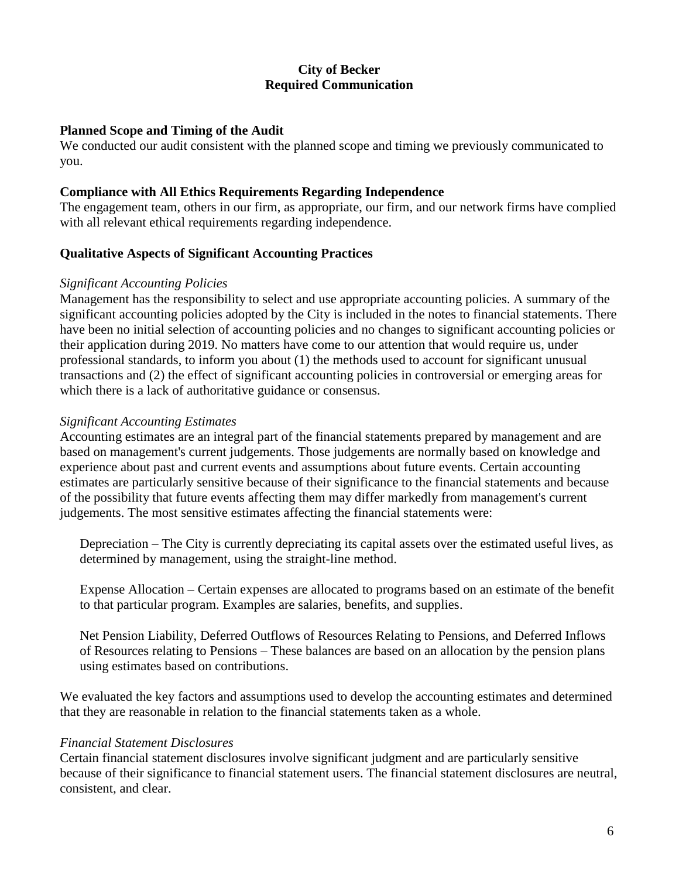**City of Becker**
**Required Communication**

## Planned Scope and Timing of the Audit

We conducted our audit consistent with the planned scope and timing we previously communicated to you.

## Compliance with All Ethics Requirements Regarding Independence

The engagement team, others in our firm, as appropriate, our firm, and our network firms have complied with all relevant ethical requirements regarding independence.

## Qualitative Aspects of Significant Accounting Practices

*Significant Accounting Policies*

Management has the responsibility to select and use appropriate accounting policies. A summary of the significant accounting policies adopted by the City is included in the notes to financial statements. There have been no initial selection of accounting policies and no changes to significant accounting policies or their application during 2019. No matters have come to our attention that would require us, under professional standards, to inform you about (1) the methods used to account for significant unusual transactions and (2) the effect of significant accounting policies in controversial or emerging areas for which there is a lack of authoritative guidance or consensus.

*Significant Accounting Estimates*

Accounting estimates are an integral part of the financial statements prepared by management and are based on management's current judgements. Those judgements are normally based on knowledge and experience about past and current events and assumptions about future events. Certain accounting estimates are particularly sensitive because of their significance to the financial statements and because of the possibility that future events affecting them may differ markedly from management's current judgements. The most sensitive estimates affecting the financial statements were:

Depreciation – The City is currently depreciating its capital assets over the estimated useful lives, as determined by management, using the straight-line method.

Expense Allocation – Certain expenses are allocated to programs based on an estimate of the benefit to that particular program. Examples are salaries, benefits, and supplies.

Net Pension Liability, Deferred Outflows of Resources Relating to Pensions, and Deferred Inflows of Resources relating to Pensions – These balances are based on an allocation by the pension plans using estimates based on contributions.

We evaluated the key factors and assumptions used to develop the accounting estimates and determined that they are reasonable in relation to the financial statements taken as a whole.

*Financial Statement Disclosures*

Certain financial statement disclosures involve significant judgment and are particularly sensitive because of their significance to financial statement users. The financial statement disclosures are neutral, consistent, and clear.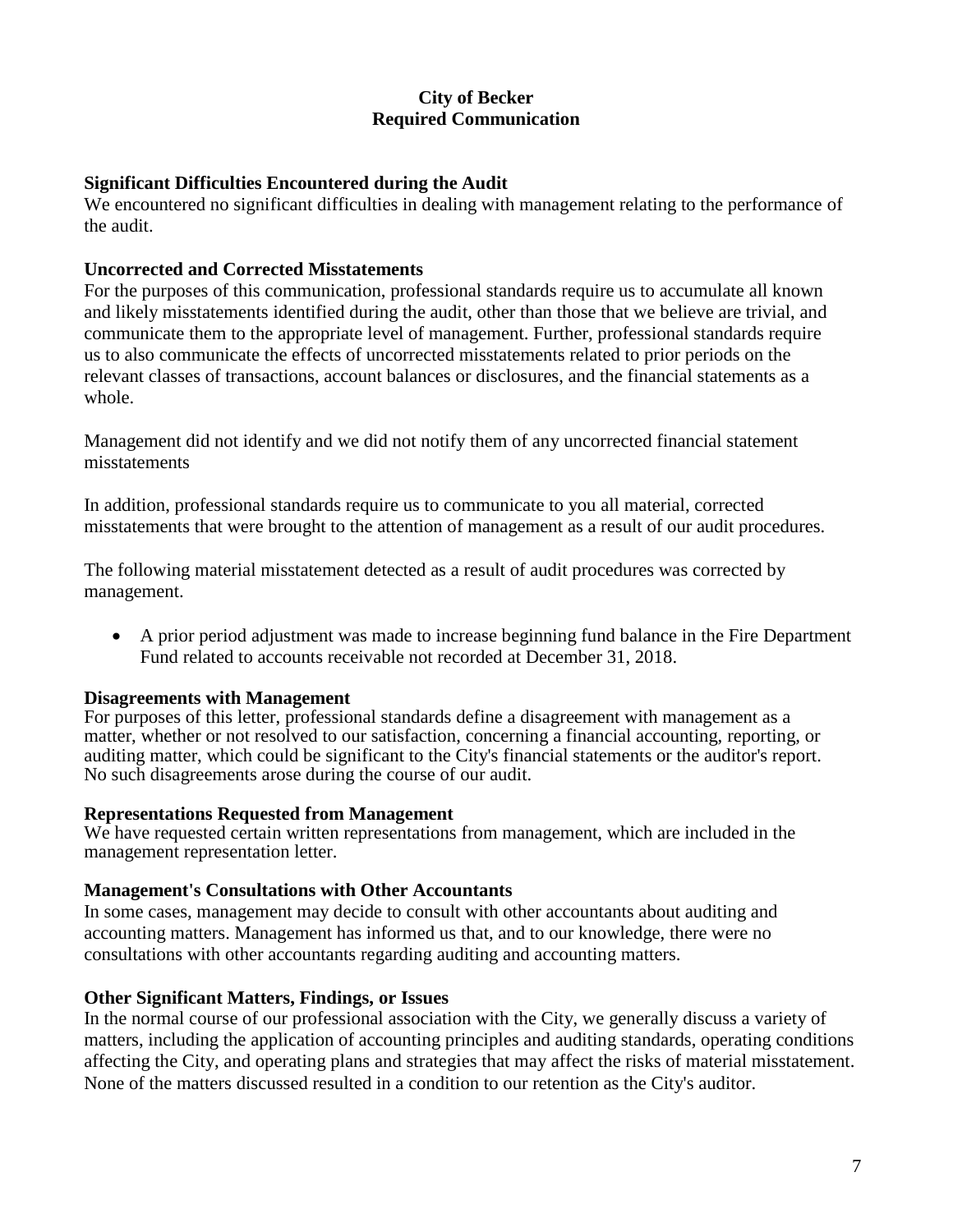# City of Becker
## Required Communication

### Significant Difficulties Encountered during the Audit

We encountered no significant difficulties in dealing with management relating to the performance of the audit.

### Uncorrected and Corrected Misstatements

For the purposes of this communication, professional standards require us to accumulate all known and likely misstatements identified during the audit, other than those that we believe are trivial, and communicate them to the appropriate level of management. Further, professional standards require us to also communicate the effects of uncorrected misstatements related to prior periods on the relevant classes of transactions, account balances or disclosures, and the financial statements as a whole.

Management did not identify and we did not notify them of any uncorrected financial statement misstatements

In addition, professional standards require us to communicate to you all material, corrected misstatements that were brought to the attention of management as a result of our audit procedures.

The following material misstatement detected as a result of audit procedures was corrected by management.

- A prior period adjustment was made to increase beginning fund balance in the Fire Department Fund related to accounts receivable not recorded at December 31, 2018.

### Disagreements with Management

For purposes of this letter, professional standards define a disagreement with management as a matter, whether or not resolved to our satisfaction, concerning a financial accounting, reporting, or auditing matter, which could be significant to the City's financial statements or the auditor's report. No such disagreements arose during the course of our audit.

### Representations Requested from Management

We have requested certain written representations from management, which are included in the management representation letter.

### Management's Consultations with Other Accountants

In some cases, management may decide to consult with other accountants about auditing and accounting matters. Management has informed us that, and to our knowledge, there were no consultations with other accountants regarding auditing and accounting matters.

### Other Significant Matters, Findings, or Issues

In the normal course of our professional association with the City, we generally discuss a variety of matters, including the application of accounting principles and auditing standards, operating conditions affecting the City, and operating plans and strategies that may affect the risks of material misstatement. None of the matters discussed resulted in a condition to our retention as the City's auditor.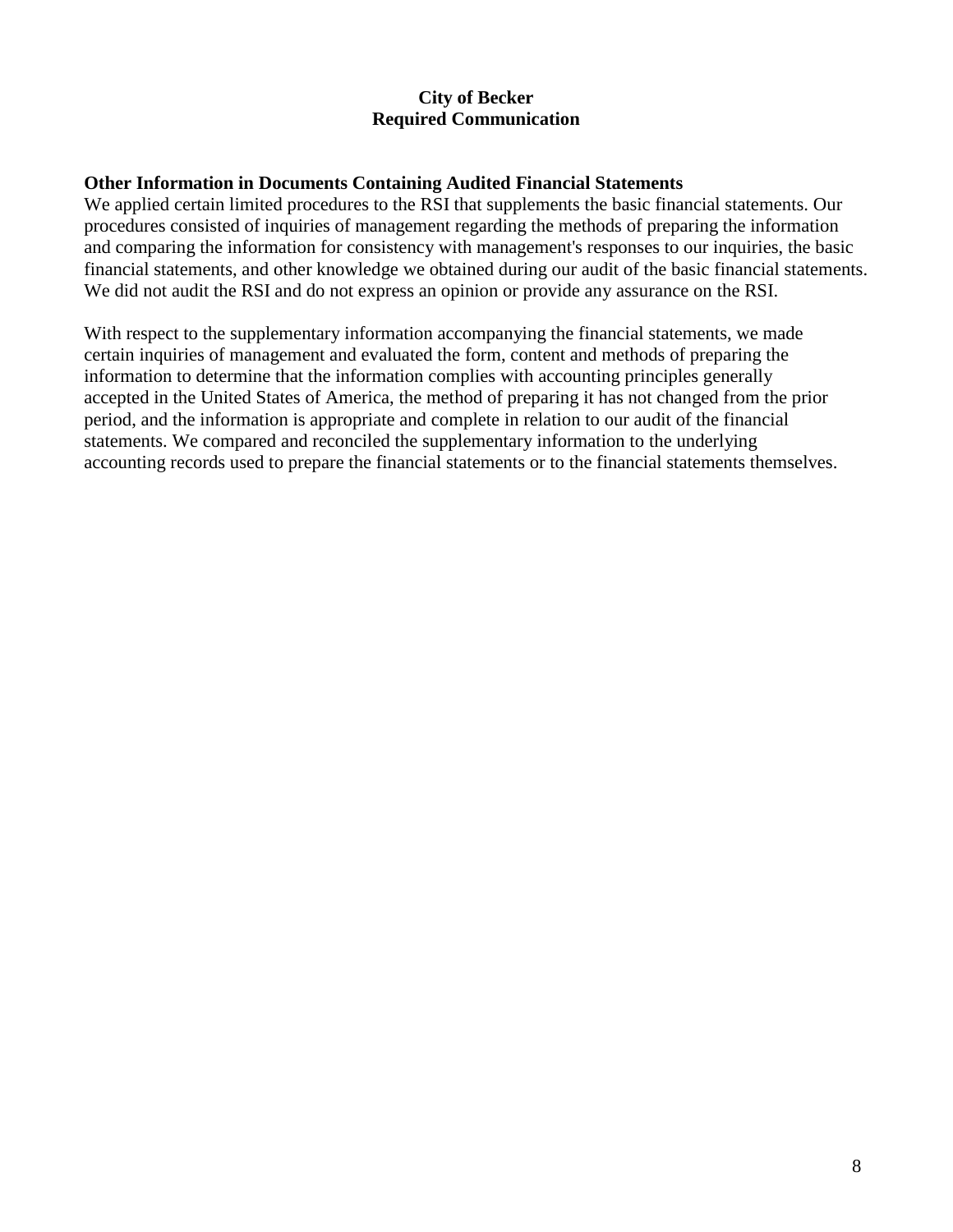**City of Becker**
**Required Communication**

**Other Information in Documents Containing Audited Financial Statements**

We applied certain limited procedures to the RSI that supplements the basic financial statements. Our procedures consisted of inquiries of management regarding the methods of preparing the information and comparing the information for consistency with management's responses to our inquiries, the basic financial statements, and other knowledge we obtained during our audit of the basic financial statements. We did not audit the RSI and do not express an opinion or provide any assurance on the RSI.

With respect to the supplementary information accompanying the financial statements, we made certain inquiries of management and evaluated the form, content and methods of preparing the information to determine that the information complies with accounting principles generally accepted in the United States of America, the method of preparing it has not changed from the prior period, and the information is appropriate and complete in relation to our audit of the financial statements. We compared and reconciled the supplementary information to the underlying accounting records used to prepare the financial statements or to the financial statements themselves.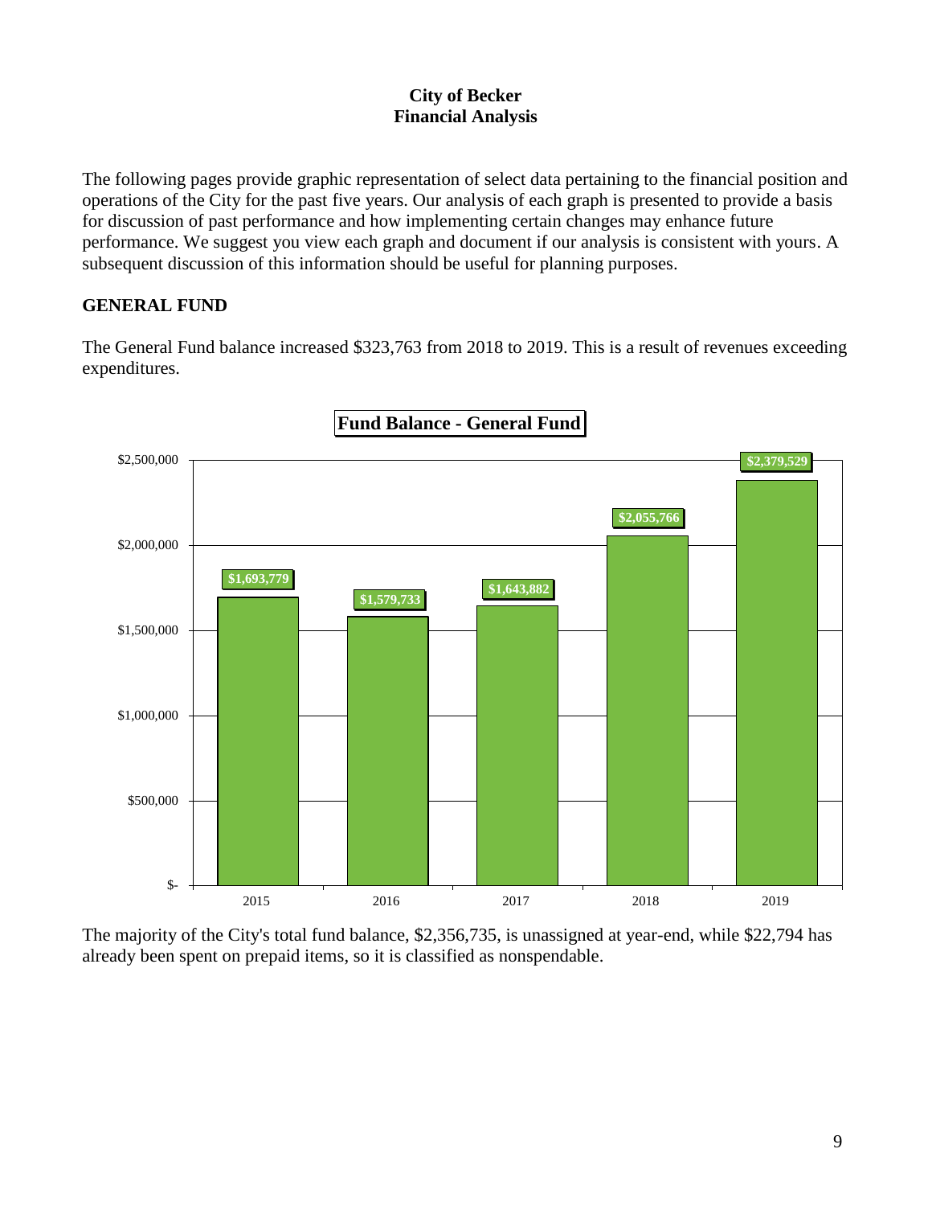# City of Becker
## Financial Analysis

The following pages provide graphic representation of select data pertaining to the financial position and operations of the City for the past five years. Our analysis of each graph is presented to provide a basis for discussion of past performance and how implementing certain changes may enhance future performance. We suggest you view each graph and document if our analysis is consistent with yours. A subsequent discussion of this information should be useful for planning purposes.

## GENERAL FUND

The General Fund balance increased $323,763 from 2018 to 2019. This is a result of revenues exceeding expenditures.

**Fund Balance - General Fund**

| Year | Fund Balance |
|---|---|
| 2015 | $1,693,779 |
| 2016 | $1,579,733 |
| 2017 | $1,643,882 |
| 2018 | $2,055,766 |
| 2019 | $2,379,529 |

The majority of the City's total fund balance, $2,356,735, is unassigned at year-end, while $22,794 has already been spent on prepaid items, so it is classified as nonspendable.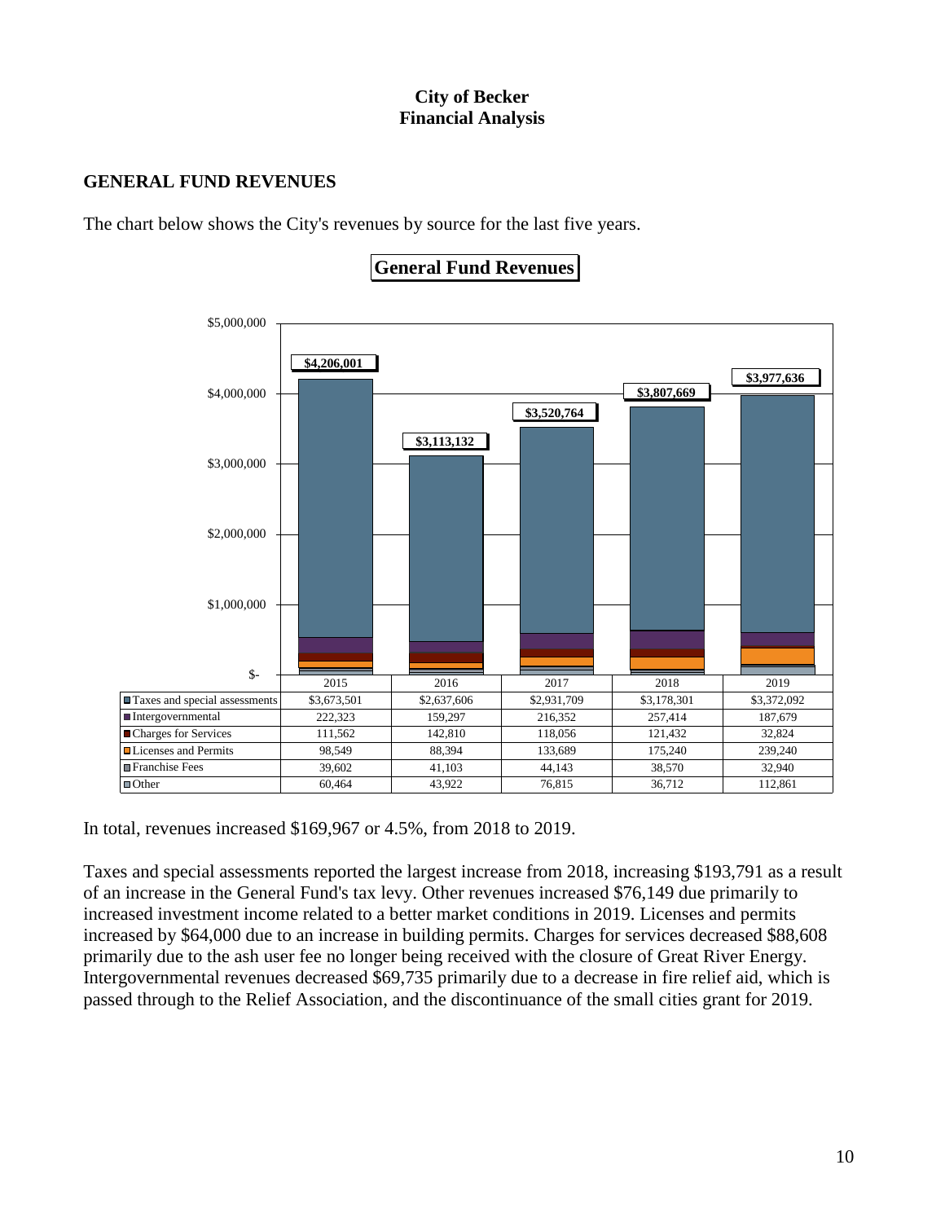# City of Becker
# Financial Analysis

## GENERAL FUND REVENUES

The chart below shows the City's revenues by source for the last five years.

**General Fund Revenues**

| | 2015 | 2016 | 2017 | 2018 | 2019 |
|---|---|---|---|---|---|
| Total | $4,206,001 | $3,113,132 | $3,520,764 | $3,807,669 | $3,977,636 |
| Taxes and special assessments | $3,673,501 | $2,637,606 | $2,931,709 | $3,178,301 | $3,372,092 |
| Intergovernmental | 222,323 | 159,297 | 216,352 | 257,414 | 187,679 |
| Charges for Services | 111,562 | 142,810 | 118,056 | 121,432 | 32,824 |
| Licenses and Permits | 98,549 | 88,394 | 133,689 | 175,240 | 239,240 |
| Franchise Fees | 39,602 | 41,103 | 44,143 | 38,570 | 32,940 |
| Other | 60,464 | 43,922 | 76,815 | 36,712 | 112,861 |

In total, revenues increased $169,967 or 4.5%, from 2018 to 2019.

Taxes and special assessments reported the largest increase from 2018, increasing $193,791 as a result of an increase in the General Fund's tax levy. Other revenues increased $76,149 due primarily to increased investment income related to a better market conditions in 2019. Licenses and permits increased by $64,000 due to an increase in building permits. Charges for services decreased $88,608 primarily due to the ash user fee no longer being received with the closure of Great River Energy. Intergovernmental revenues decreased $69,735 primarily due to a decrease in fire relief aid, which is passed through to the Relief Association, and the discontinuance of the small cities grant for 2019.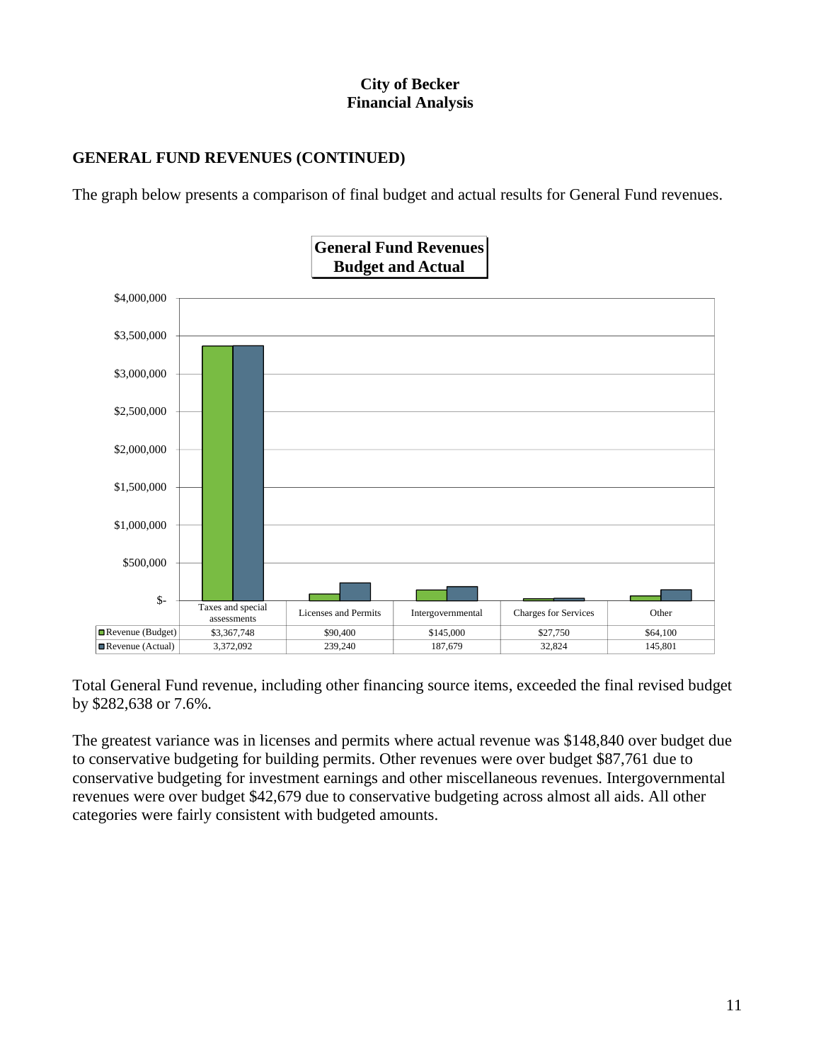**City of Becker**
**Financial Analysis**

## GENERAL FUND REVENUES (CONTINUED)

The graph below presents a comparison of final budget and actual results for General Fund revenues.

**General Fund Revenues Budget and Actual**

| | Taxes and special assessments | Licenses and Permits | Intergovernmental | Charges for Services | Other |
|---|---|---|---|---|---|
| Revenue (Budget) | $3,367,748 | $90,400 | $145,000 | $27,750 | $64,100 |
| Revenue (Actual) | 3,372,092 | 239,240 | 187,679 | 32,824 | 145,801 |

Total General Fund revenue, including other financing source items, exceeded the final revised budget by $282,638 or 7.6%.

The greatest variance was in licenses and permits where actual revenue was $148,840 over budget due to conservative budgeting for building permits. Other revenues were over budget $87,761 due to conservative budgeting for investment earnings and other miscellaneous revenues. Intergovernmental revenues were over budget $42,679 due to conservative budgeting across almost all aids. All other categories were fairly consistent with budgeted amounts.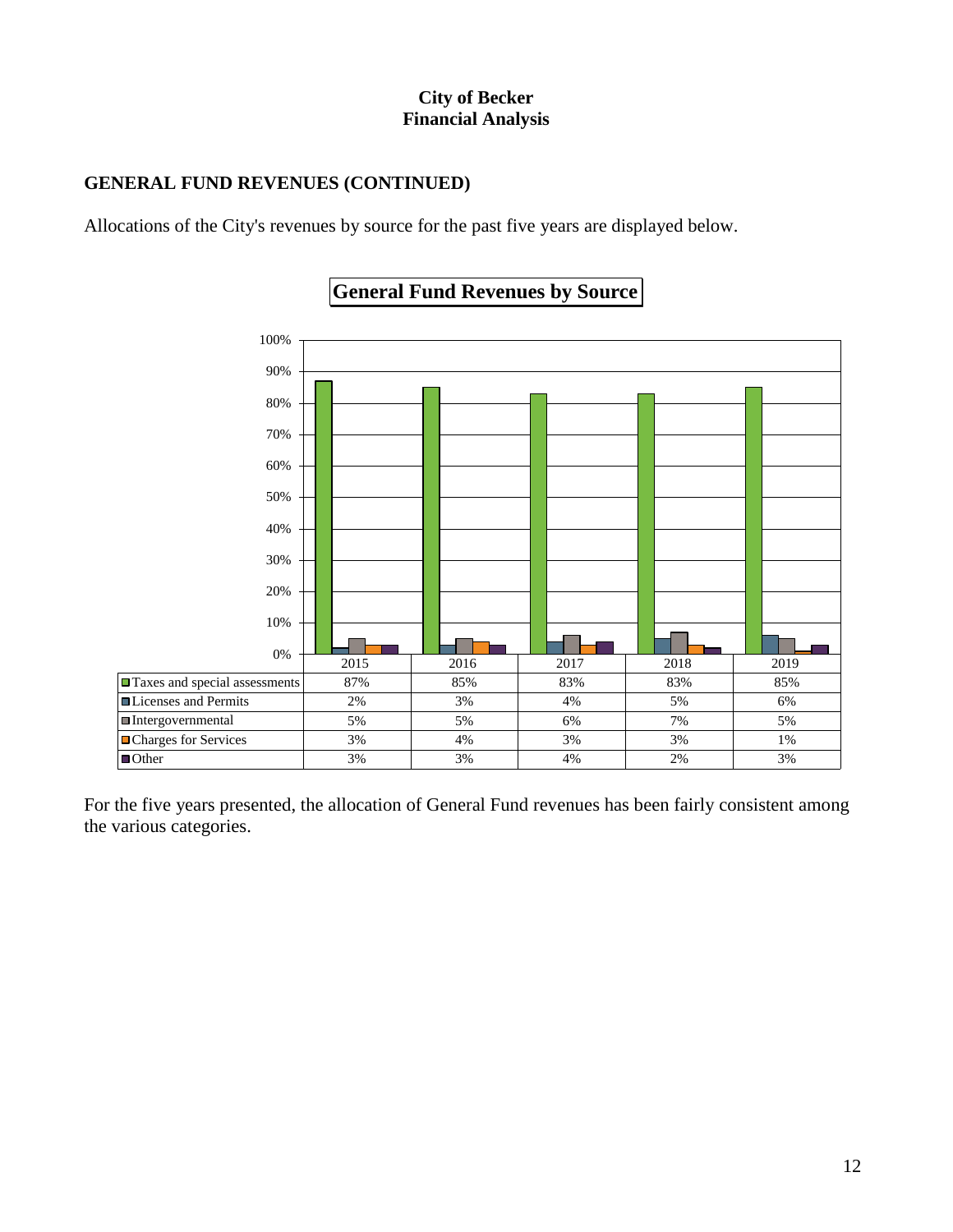**City of Becker**
**Financial Analysis**

## GENERAL FUND REVENUES (CONTINUED)

Allocations of the City's revenues by source for the past five years are displayed below.

**General Fund Revenues by Source**

| | 2015 | 2016 | 2017 | 2018 | 2019 |
|---|---|---|---|---|---|
| Taxes and special assessments | 87% | 85% | 83% | 83% | 85% |
| Licenses and Permits | 2% | 3% | 4% | 5% | 6% |
| Intergovernmental | 5% | 5% | 6% | 7% | 5% |
| Charges for Services | 3% | 4% | 3% | 3% | 1% |
| Other | 3% | 3% | 4% | 2% | 3% |

For the five years presented, the allocation of General Fund revenues has been fairly consistent among the various categories.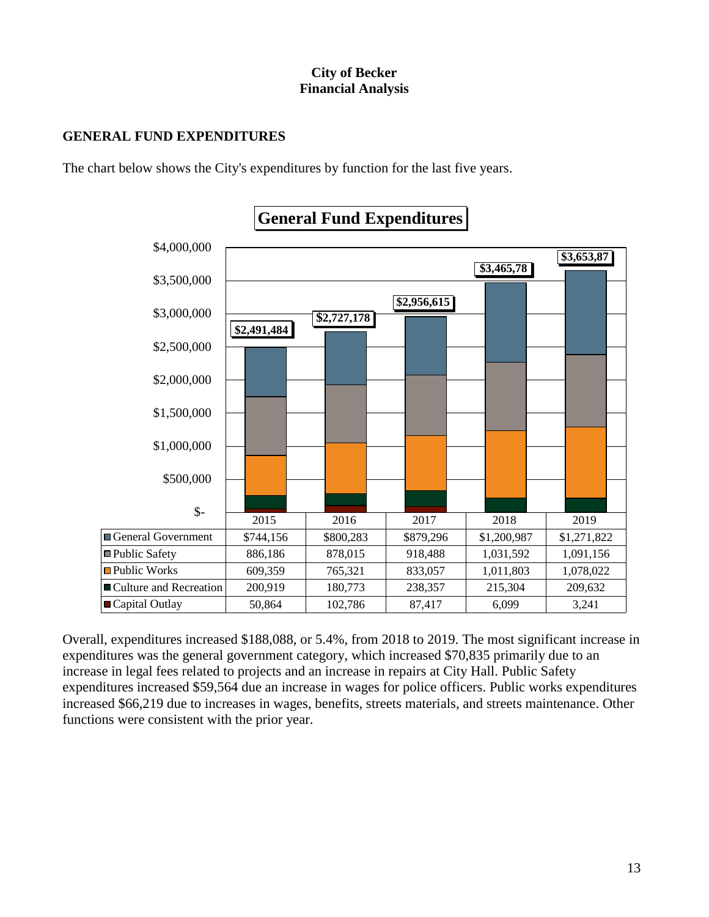**City of Becker**
**Financial Analysis**

## GENERAL FUND EXPENDITURES

The chart below shows the City's expenditures by function for the last five years.

**General Fund Expenditures**

| | 2015 | 2016 | 2017 | 2018 | 2019 |
|---|---|---|---|---|---|
| General Government | $744,156 | $800,283 | $879,296 | $1,200,987 | $1,271,822 |
| Public Safety | 886,186 | 878,015 | 918,488 | 1,031,592 | 1,091,156 |
| Public Works | 609,359 | 765,321 | 833,057 | 1,011,803 | 1,078,022 |
| Culture and Recreation | 200,919 | 180,773 | 238,357 | 215,304 | 209,632 |
| Capital Outlay | 50,864 | 102,786 | 87,417 | 6,099 | 3,241 |
| Total | $2,491,484 | $2,727,178 | $2,956,615 | $3,465,78 | $3,653,87 |

Overall, expenditures increased $188,088, or 5.4%, from 2018 to 2019. The most significant increase in expenditures was the general government category, which increased $70,835 primarily due to an increase in legal fees related to projects and an increase in repairs at City Hall. Public Safety expenditures increased $59,564 due an increase in wages for police officers. Public works expenditures increased $66,219 due to increases in wages, benefits, streets materials, and streets maintenance. Other functions were consistent with the prior year.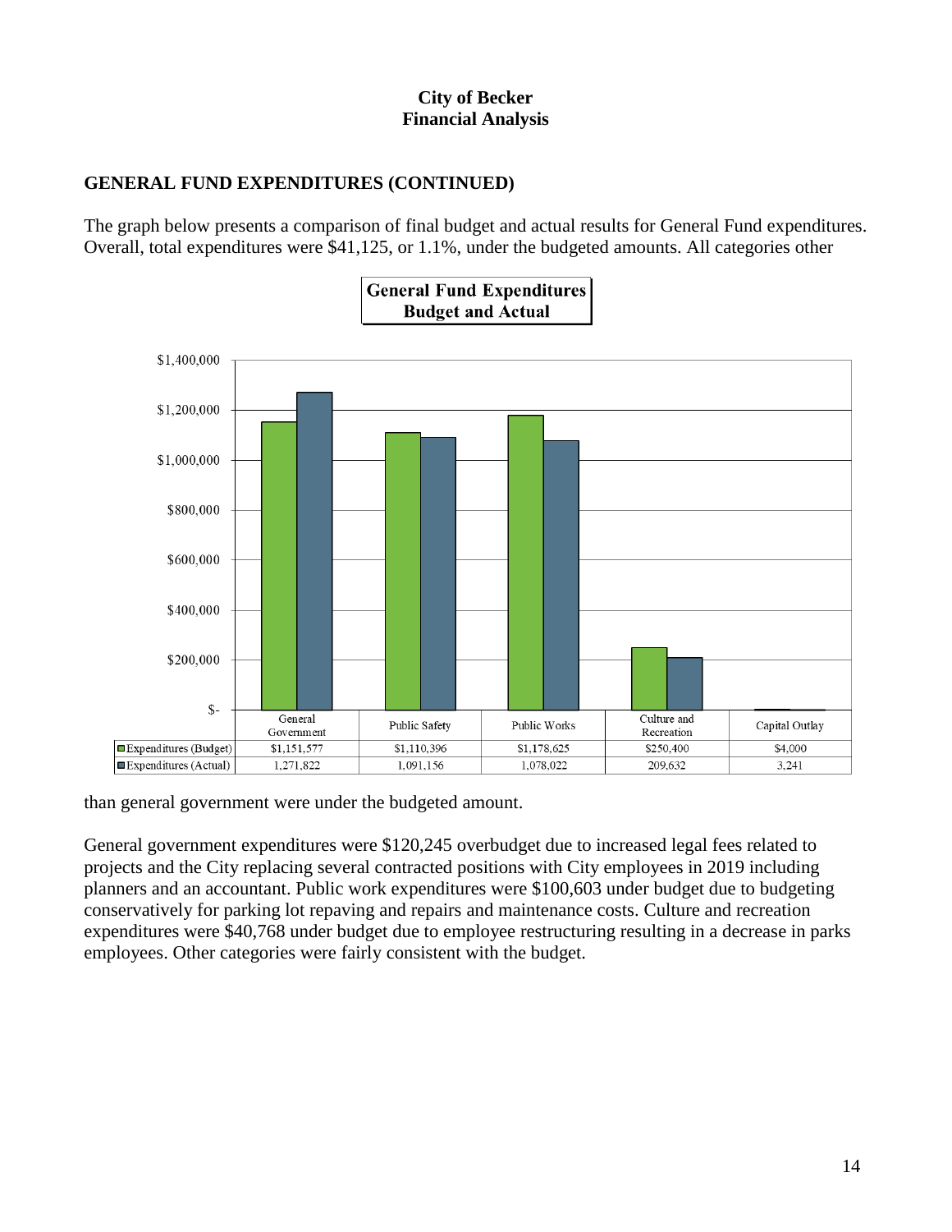**City of Becker**
**Financial Analysis**

## GENERAL FUND EXPENDITURES (CONTINUED)

The graph below presents a comparison of final budget and actual results for General Fund expenditures. Overall, total expenditures were $41,125, or 1.1%, under the budgeted amounts. All categories other than general government were under the budgeted amount.

**General Fund Expenditures**
**Budget and Actual**

| | General Government | Public Safety | Public Works | Culture and Recreation | Capital Outlay |
|---|---|---|---|---|---|
| Expenditures (Budget) | $1,151,577 | $1,110,396 | $1,178,625 | $250,400 | $4,000 |
| Expenditures (Actual) | 1,271,822 | 1,091,156 | 1,078,022 | 209,632 | 3,241 |

General government expenditures were $120,245 overbudget due to increased legal fees related to projects and the City replacing several contracted positions with City employees in 2019 including planners and an accountant. Public work expenditures were $100,603 under budget due to budgeting conservatively for parking lot repaving and repairs and maintenance costs. Culture and recreation expenditures were $40,768 under budget due to employee restructuring resulting in a decrease in parks employees. Other categories were fairly consistent with the budget.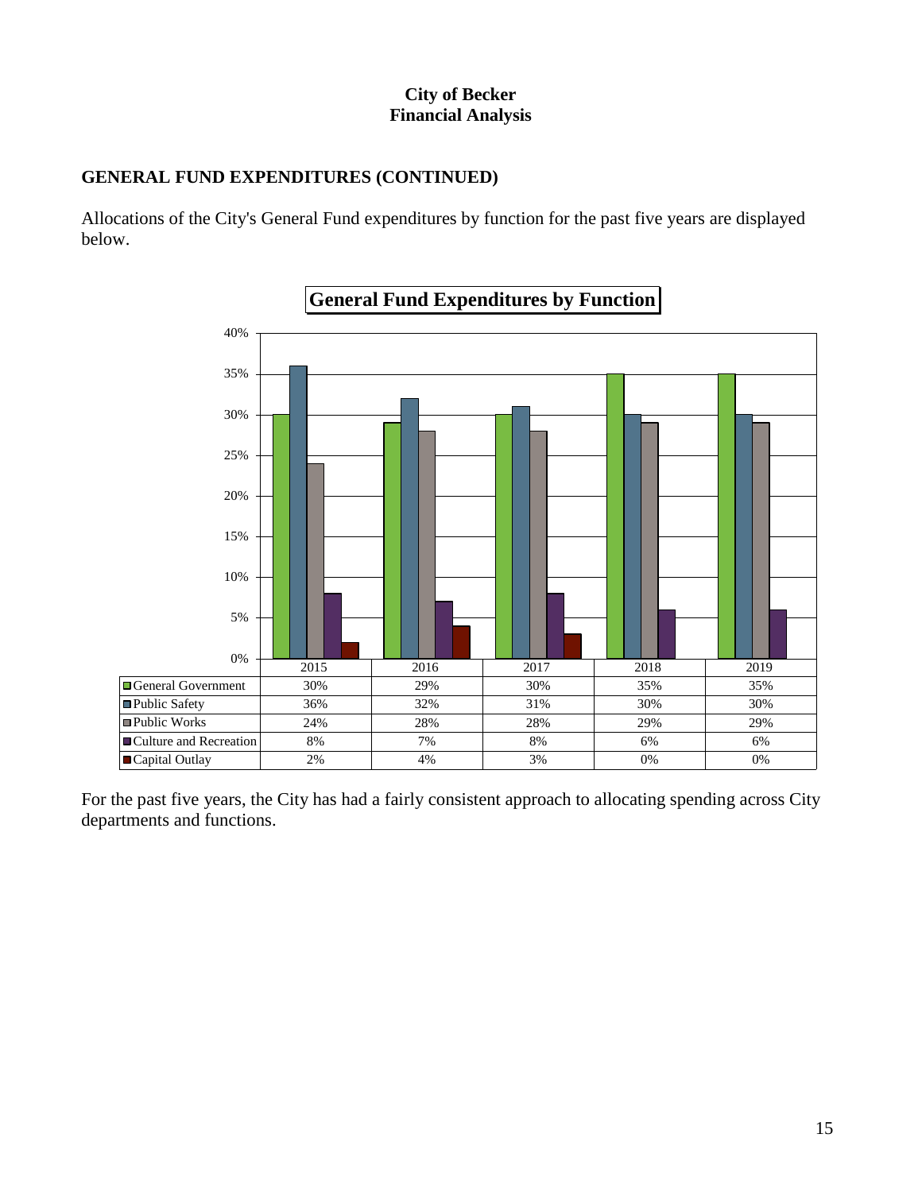# City of Becker
# Financial Analysis

## GENERAL FUND EXPENDITURES (CONTINUED)

Allocations of the City's General Fund expenditures by function for the past five years are displayed below.

**General Fund Expenditures by Function**

| | 2015 | 2016 | 2017 | 2018 | 2019 |
|---|---|---|---|---|---|
| General Government | 30% | 29% | 30% | 35% | 35% |
| Public Safety | 36% | 32% | 31% | 30% | 30% |
| Public Works | 24% | 28% | 28% | 29% | 29% |
| Culture and Recreation | 8% | 7% | 8% | 6% | 6% |
| Capital Outlay | 2% | 4% | 3% | 0% | 0% |

For the past five years, the City has had a fairly consistent approach to allocating spending across City departments and functions.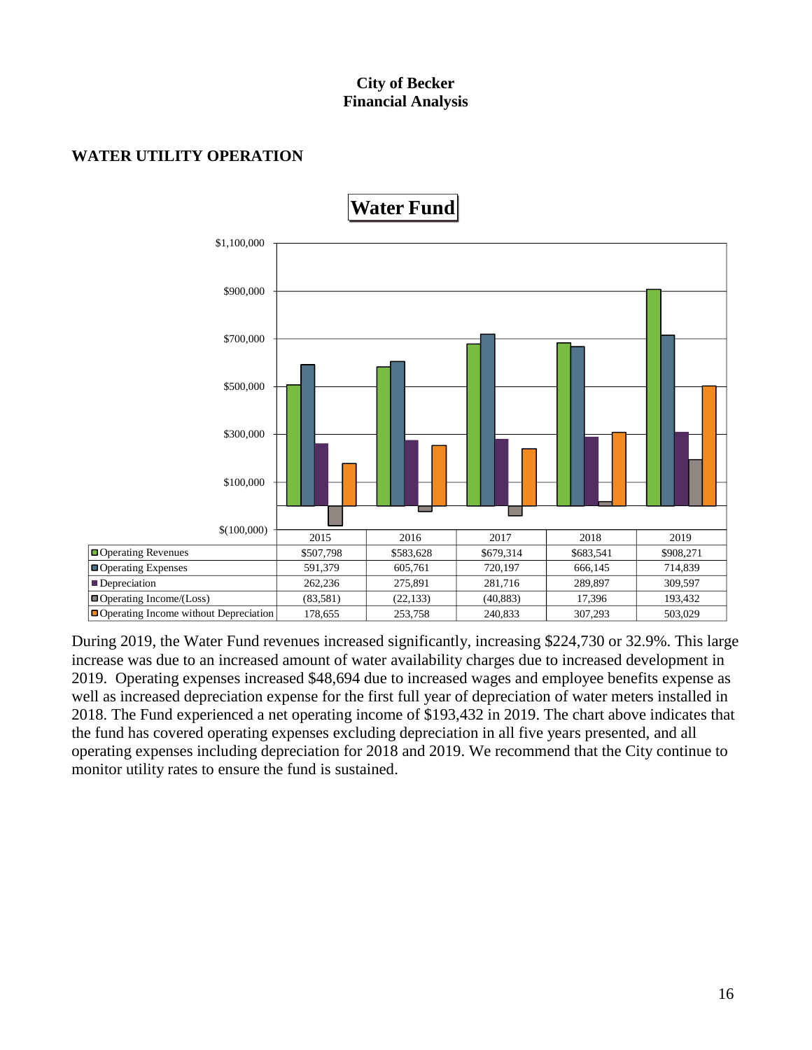**City of Becker**
**Financial Analysis**

## WATER UTILITY OPERATION

**Water Fund**

| | 2015 | 2016 | 2017 | 2018 | 2019 |
|---|---|---|---|---|---|
| Operating Revenues | $507,798 | $583,628 | $679,314 | $683,541 | $908,271 |
| Operating Expenses | 591,379 | 605,761 | 720,197 | 666,145 | 714,839 |
| Depreciation | 262,236 | 275,891 | 281,716 | 289,897 | 309,597 |
| Operating Income/(Loss) | (83,581) | (22,133) | (40,883) | 17,396 | 193,432 |
| Operating Income without Depreciation | 178,655 | 253,758 | 240,833 | 307,293 | 503,029 |

During 2019, the Water Fund revenues increased significantly, increasing $224,730 or 32.9%. This large increase was due to an increased amount of water availability charges due to increased development in 2019. Operating expenses increased $48,694 due to increased wages and employee benefits expense as well as increased depreciation expense for the first full year of depreciation of water meters installed in 2018. The Fund experienced a net operating income of $193,432 in 2019. The chart above indicates that the fund has covered operating expenses excluding depreciation in all five years presented, and all operating expenses including depreciation for 2018 and 2019. We recommend that the City continue to monitor utility rates to ensure the fund is sustained.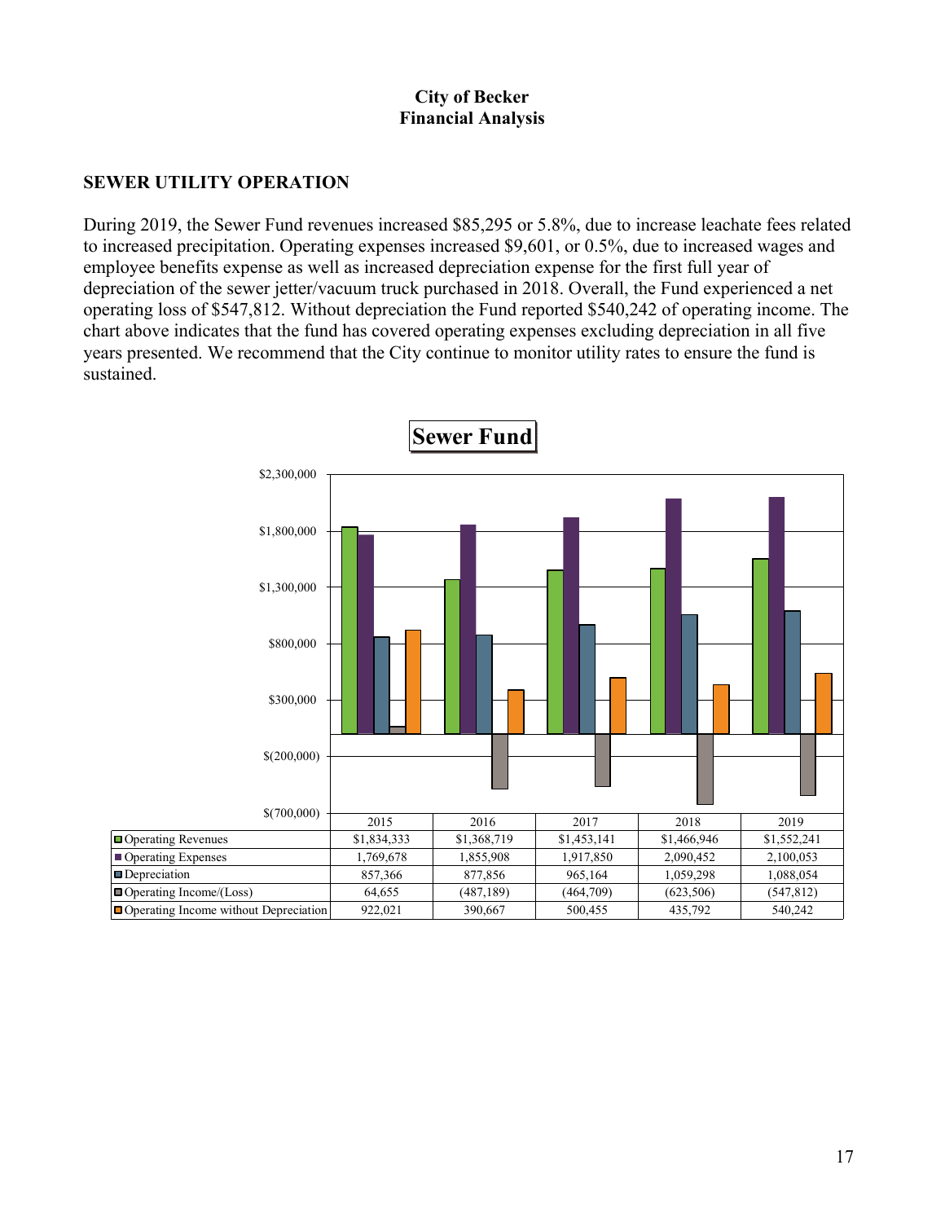**City of Becker**
**Financial Analysis**

## SEWER UTILITY OPERATION

During 2019, the Sewer Fund revenues increased $85,295 or 5.8%, due to increase leachate fees related to increased precipitation. Operating expenses increased $9,601, or 0.5%, due to increased wages and employee benefits expense as well as increased depreciation expense for the first full year of depreciation of the sewer jetter/vacuum truck purchased in 2018. Overall, the Fund experienced a net operating loss of $547,812. Without depreciation the Fund reported $540,242 of operating income. The chart above indicates that the fund has covered operating expenses excluding depreciation in all five years presented. We recommend that the City continue to monitor utility rates to ensure the fund is sustained.

**Sewer Fund**

| | 2015 | 2016 | 2017 | 2018 | 2019 |
|---|---|---|---|---|---|
| Operating Revenues | $1,834,333 | $1,368,719 | $1,453,141 | $1,466,946 | $1,552,241 |
| Operating Expenses | 1,769,678 | 1,855,908 | 1,917,850 | 2,090,452 | 2,100,053 |
| Depreciation | 857,366 | 877,856 | 965,164 | 1,059,298 | 1,088,054 |
| Operating Income/(Loss) | 64,655 | (487,189) | (464,709) | (623,506) | (547,812) |
| Operating Income without Depreciation | 922,021 | 390,667 | 500,455 | 435,792 | 540,242 |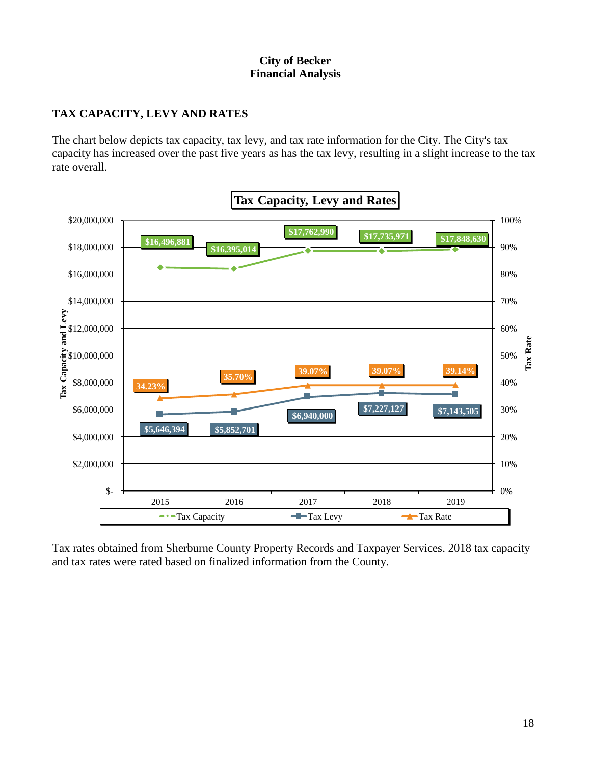**City of Becker**
**Financial Analysis**

## TAX CAPACITY, LEVY AND RATES

The chart below depicts tax capacity, tax levy, and tax rate information for the City. The City's tax capacity has increased over the past five years as has the tax levy, resulting in a slight increase to the tax rate overall.

**Tax Capacity, Levy and Rates**

| | 2015 | 2016 | 2017 | 2018 | 2019 |
|---|---|---|---|---|---|
| Tax Capacity | $16,496,881 | $16,395,014 | $17,762,990 | $17,735,971 | $17,848,630 |
| Tax Levy | $5,646,394 | $5,852,701 | $6,940,000 | $7,227,127 | $7,143,505 |
| Tax Rate | 34.23% | 35.70% | 39.07% | 39.07% | 39.14% |

Tax rates obtained from Sherburne County Property Records and Taxpayer Services. 2018 tax capacity and tax rates were rated based on finalized information from the County.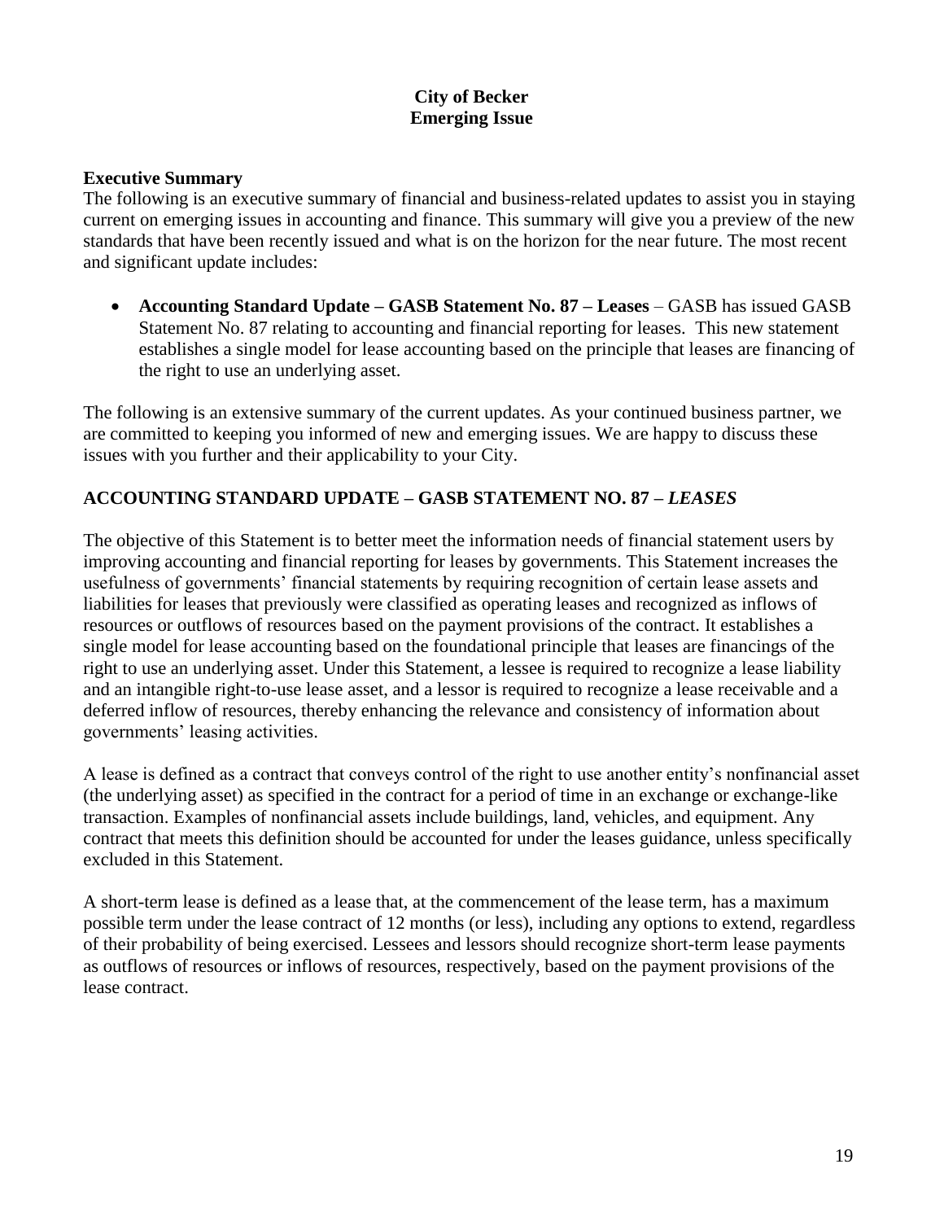**City of Becker**
**Emerging Issue**

**Executive Summary**

The following is an executive summary of financial and business-related updates to assist you in staying current on emerging issues in accounting and finance. This summary will give you a preview of the new standards that have been recently issued and what is on the horizon for the near future. The most recent and significant update includes:

- **Accounting Standard Update – GASB Statement No. 87 – Leases** – GASB has issued GASB Statement No. 87 relating to accounting and financial reporting for leases. This new statement establishes a single model for lease accounting based on the principle that leases are financing of the right to use an underlying asset.

The following is an extensive summary of the current updates. As your continued business partner, we are committed to keeping you informed of new and emerging issues. We are happy to discuss these issues with you further and their applicability to your City.

## ACCOUNTING STANDARD UPDATE – GASB STATEMENT NO. 87 – *LEASES*

The objective of this Statement is to better meet the information needs of financial statement users by improving accounting and financial reporting for leases by governments. This Statement increases the usefulness of governments' financial statements by requiring recognition of certain lease assets and liabilities for leases that previously were classified as operating leases and recognized as inflows of resources or outflows of resources based on the payment provisions of the contract. It establishes a single model for lease accounting based on the foundational principle that leases are financings of the right to use an underlying asset. Under this Statement, a lessee is required to recognize a lease liability and an intangible right-to-use lease asset, and a lessor is required to recognize a lease receivable and a deferred inflow of resources, thereby enhancing the relevance and consistency of information about governments' leasing activities.

A lease is defined as a contract that conveys control of the right to use another entity's nonfinancial asset (the underlying asset) as specified in the contract for a period of time in an exchange or exchange-like transaction. Examples of nonfinancial assets include buildings, land, vehicles, and equipment. Any contract that meets this definition should be accounted for under the leases guidance, unless specifically excluded in this Statement.

A short-term lease is defined as a lease that, at the commencement of the lease term, has a maximum possible term under the lease contract of 12 months (or less), including any options to extend, regardless of their probability of being exercised. Lessees and lessors should recognize short-term lease payments as outflows of resources or inflows of resources, respectively, based on the payment provisions of the lease contract.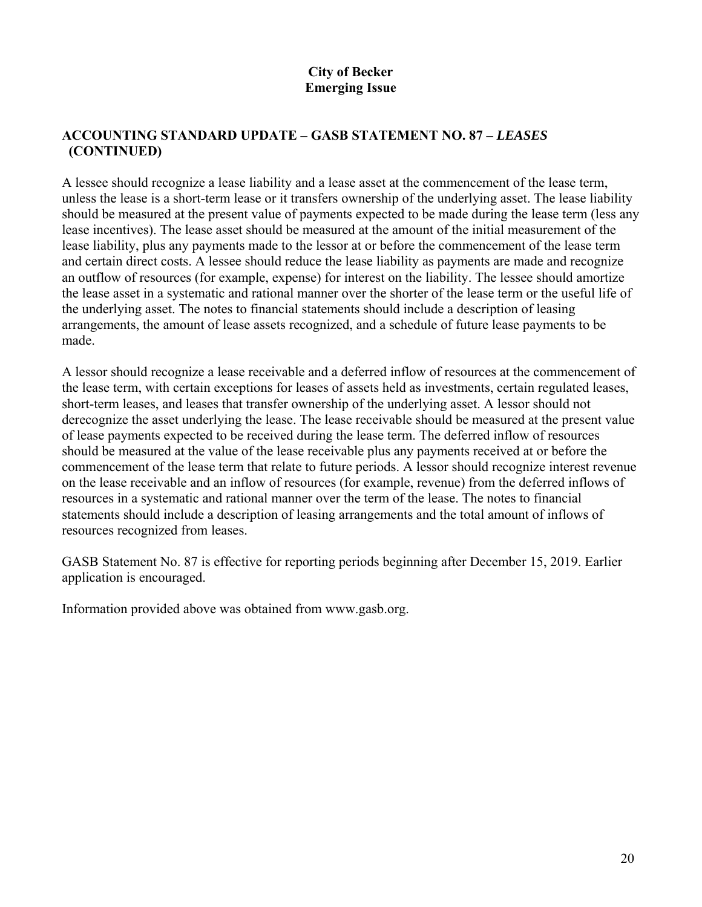**City of Becker**
**Emerging Issue**

## ACCOUNTING STANDARD UPDATE – GASB STATEMENT NO. 87 – *LEASES* (CONTINUED)

A lessee should recognize a lease liability and a lease asset at the commencement of the lease term, unless the lease is a short-term lease or it transfers ownership of the underlying asset. The lease liability should be measured at the present value of payments expected to be made during the lease term (less any lease incentives). The lease asset should be measured at the amount of the initial measurement of the lease liability, plus any payments made to the lessor at or before the commencement of the lease term and certain direct costs. A lessee should reduce the lease liability as payments are made and recognize an outflow of resources (for example, expense) for interest on the liability. The lessee should amortize the lease asset in a systematic and rational manner over the shorter of the lease term or the useful life of the underlying asset. The notes to financial statements should include a description of leasing arrangements, the amount of lease assets recognized, and a schedule of future lease payments to be made.

A lessor should recognize a lease receivable and a deferred inflow of resources at the commencement of the lease term, with certain exceptions for leases of assets held as investments, certain regulated leases, short-term leases, and leases that transfer ownership of the underlying asset. A lessor should not derecognize the asset underlying the lease. The lease receivable should be measured at the present value of lease payments expected to be received during the lease term. The deferred inflow of resources should be measured at the value of the lease receivable plus any payments received at or before the commencement of the lease term that relate to future periods. A lessor should recognize interest revenue on the lease receivable and an inflow of resources (for example, revenue) from the deferred inflows of resources in a systematic and rational manner over the term of the lease. The notes to financial statements should include a description of leasing arrangements and the total amount of inflows of resources recognized from leases.

GASB Statement No. 87 is effective for reporting periods beginning after December 15, 2019. Earlier application is encouraged.

Information provided above was obtained from www.gasb.org.